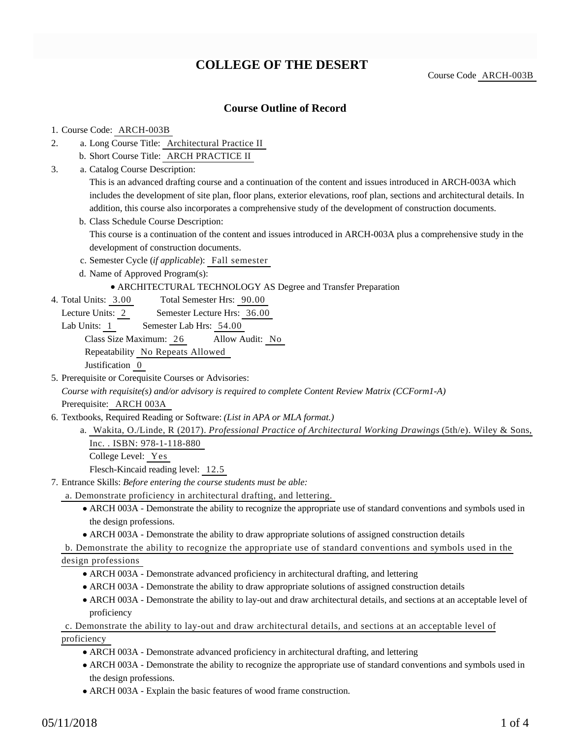# COLLEGE OF THE DESERT

Course Code ARCH-003B

## Course Outline of Record

1. Course Code: ARCH-003B
2. a. Long Course Title: Architectural Practice II
   b. Short Course Title: ARCH PRACTICE II
3. a. Catalog Course Description:
   This is an advanced drafting course and a continuation of the content and issues introduced in ARCH-003A which includes the development of site plan, floor plans, exterior elevations, roof plan, sections and architectural details. In addition, this course also incorporates a comprehensive study of the development of construction documents.
   b. Class Schedule Course Description:
   This course is a continuation of the content and issues introduced in ARCH-003A plus a comprehensive study in the development of construction documents.
   c. Semester Cycle (*if applicable*): Fall semester
   d. Name of Approved Program(s):
   - ARCHITECTURAL TECHNOLOGY AS Degree and Transfer Preparation
4. Total Units: 3.00 Total Semester Hrs: 90.00
   Lecture Units: 2 Semester Lecture Hrs: 36.00
   Lab Units: 1 Semester Lab Hrs: 54.00
   Class Size Maximum: 26 Allow Audit: No
   Repeatability No Repeats Allowed
   Justification 0
5. Prerequisite or Corequisite Courses or Advisories:
   *Course with requisite(s) and/or advisory is required to complete Content Review Matrix (CCForm1-A)*
   Prerequisite: ARCH 003A
6. Textbooks, Required Reading or Software: *(List in APA or MLA format.)*
   a. Wakita, O./Linde, R (2017). *Professional Practice of Architectural Working Drawings* (5th/e). Wiley & Sons, Inc. . ISBN: 978-1-118-880
   College Level: Yes
   Flesch-Kincaid reading level: 12.5
7. Entrance Skills: *Before entering the course students must be able:*

   a. Demonstrate proficiency in architectural drafting, and lettering.
   - ARCH 003A - Demonstrate the ability to recognize the appropriate use of standard conventions and symbols used in the design professions.
   - ARCH 003A - Demonstrate the ability to draw appropriate solutions of assigned construction details

   b. Demonstrate the ability to recognize the appropriate use of standard conventions and symbols used in the design professions
   - ARCH 003A - Demonstrate advanced proficiency in architectural drafting, and lettering
   - ARCH 003A - Demonstrate the ability to draw appropriate solutions of assigned construction details
   - ARCH 003A - Demonstrate the ability to lay-out and draw architectural details, and sections at an acceptable level of proficiency

   c. Demonstrate the ability to lay-out and draw architectural details, and sections at an acceptable level of proficiency
   - ARCH 003A - Demonstrate advanced proficiency in architectural drafting, and lettering
   - ARCH 003A - Demonstrate the ability to recognize the appropriate use of standard conventions and symbols used in the design professions.
   - ARCH 003A - Explain the basic features of wood frame construction.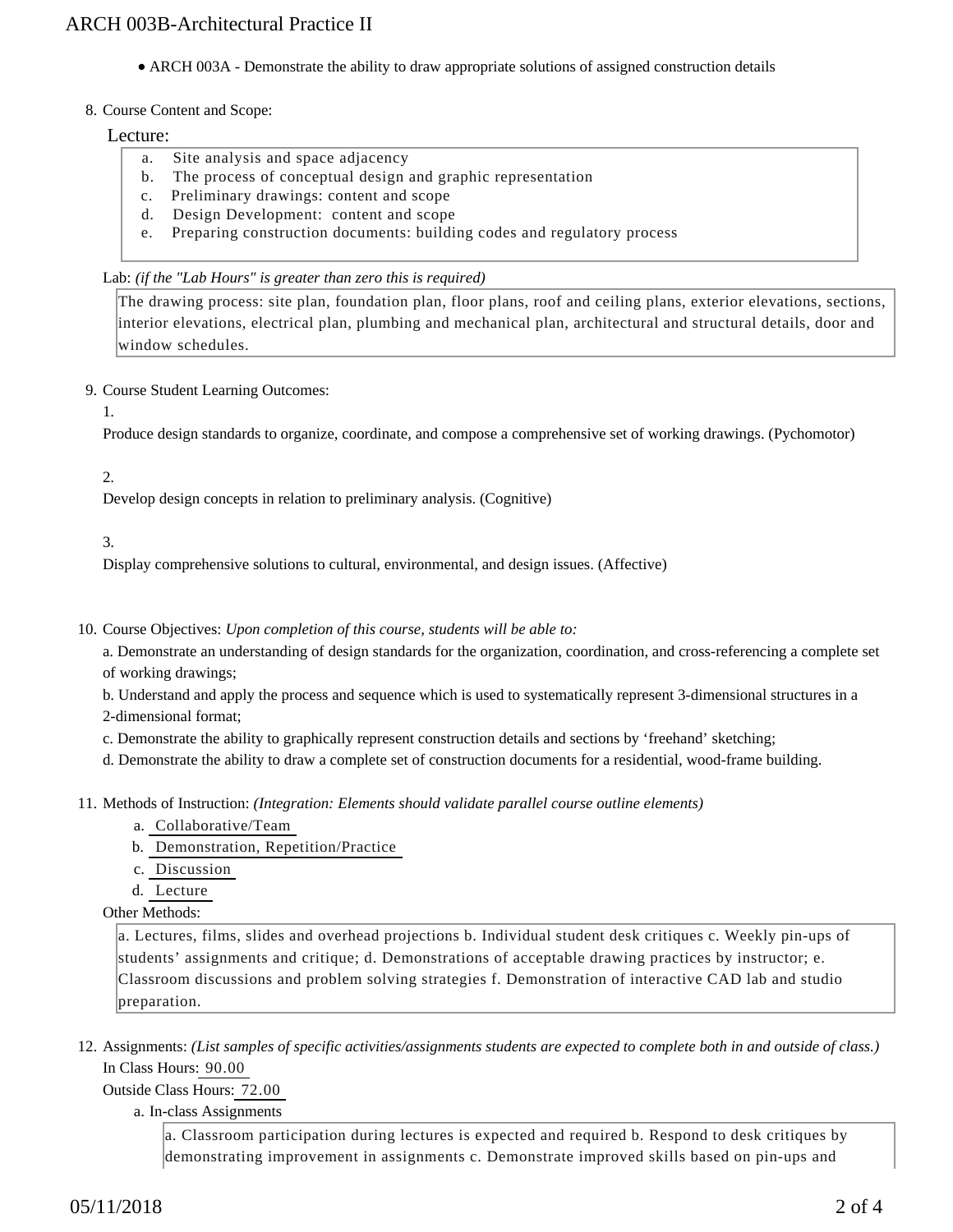- ARCH 003A - Demonstrate the ability to draw appropriate solutions of assigned construction details

8. Course Content and Scope:

Lecture:

a. Site analysis and space adjacency
b. The process of conceptual design and graphic representation
c. Preliminary drawings: content and scope
d. Design Development: content and scope
e. Preparing construction documents: building codes and regulatory process

Lab: *(if the "Lab Hours" is greater than zero this is required)*

The drawing process: site plan, foundation plan, floor plans, roof and ceiling plans, exterior elevations, sections, interior elevations, electrical plan, plumbing and mechanical plan, architectural and structural details, door and window schedules.

9. Course Student Learning Outcomes:

1.

Produce design standards to organize, coordinate, and compose a comprehensive set of working drawings. (Pychomotor)

2.

Develop design concepts in relation to preliminary analysis. (Cognitive)

3.

Display comprehensive solutions to cultural, environmental, and design issues. (Affective)

10. Course Objectives: *Upon completion of this course, students will be able to:*

a. Demonstrate an understanding of design standards for the organization, coordination, and cross-referencing a complete set of working drawings;

b. Understand and apply the process and sequence which is used to systematically represent 3-dimensional structures in a 2-dimensional format;

c. Demonstrate the ability to graphically represent construction details and sections by 'freehand' sketching;

d. Demonstrate the ability to draw a complete set of construction documents for a residential, wood-frame building.

11. Methods of Instruction: *(Integration: Elements should validate parallel course outline elements)*

a. Collaborative/Team
b. Demonstration, Repetition/Practice
c. Discussion
d. Lecture

Other Methods:

a. Lectures, films, slides and overhead projections b. Individual student desk critiques c. Weekly pin-ups of students' assignments and critique; d. Demonstrations of acceptable drawing practices by instructor; e. Classroom discussions and problem solving strategies f. Demonstration of interactive CAD lab and studio preparation.

12. Assignments: *(List samples of specific activities/assignments students are expected to complete both in and outside of class.)*

In Class Hours: 90.00

Outside Class Hours: 72.00

a. In-class Assignments

a. Classroom participation during lectures is expected and required b. Respond to desk critiques by demonstrating improvement in assignments c. Demonstrate improved skills based on pin-ups and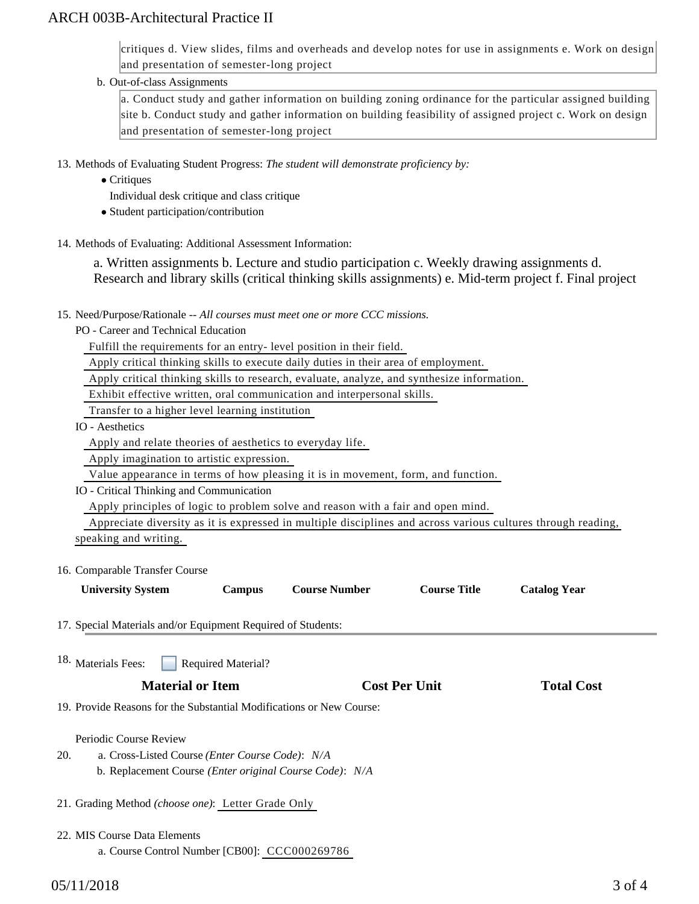critiques d. View slides, films and overheads and develop notes for use in assignments e. Work on design and presentation of semester-long project

b. Out-of-class Assignments

a. Conduct study and gather information on building zoning ordinance for the particular assigned building site b. Conduct study and gather information on building feasibility of assigned project c. Work on design and presentation of semester-long project

13. Methods of Evaluating Student Progress: *The student will demonstrate proficiency by:*
    - Critiques
      Individual desk critique and class critique
    - Student participation/contribution

14. Methods of Evaluating: Additional Assessment Information:

    a. Written assignments b. Lecture and studio participation c. Weekly drawing assignments d. Research and library skills (critical thinking skills assignments) e. Mid-term project f. Final project

15. Need/Purpose/Rationale -- *All courses must meet one or more CCC missions.*

    PO - Career and Technical Education

    Fulfill the requirements for an entry- level position in their field.

    Apply critical thinking skills to execute daily duties in their area of employment.

    Apply critical thinking skills to research, evaluate, analyze, and synthesize information.

    Exhibit effective written, oral communication and interpersonal skills.

    Transfer to a higher level learning institution

    IO - Aesthetics

    Apply and relate theories of aesthetics to everyday life.

    Apply imagination to artistic expression.

    Value appearance in terms of how pleasing it is in movement, form, and function.

    IO - Critical Thinking and Communication

    Apply principles of logic to problem solve and reason with a fair and open mind.

    Appreciate diversity as it is expressed in multiple disciplines and across various cultures through reading, speaking and writing.

16. Comparable Transfer Course

| University System | Campus | Course Number | Course Title | Catalog Year |
|---|---|---|---|---|

17. Special Materials and/or Equipment Required of Students:

18. Materials Fees: ☐ Required Material?

| Material or Item | Cost Per Unit | Total Cost |
|---|---|---|

19. Provide Reasons for the Substantial Modifications or New Course:

    Periodic Course Review

20. a. Cross-Listed Course *(Enter Course Code)*: *N/A*
    b. Replacement Course *(Enter original Course Code)*: *N/A*

21. Grading Method *(choose one)*: Letter Grade Only

22. MIS Course Data Elements
    a. Course Control Number [CB00]: CCC000269786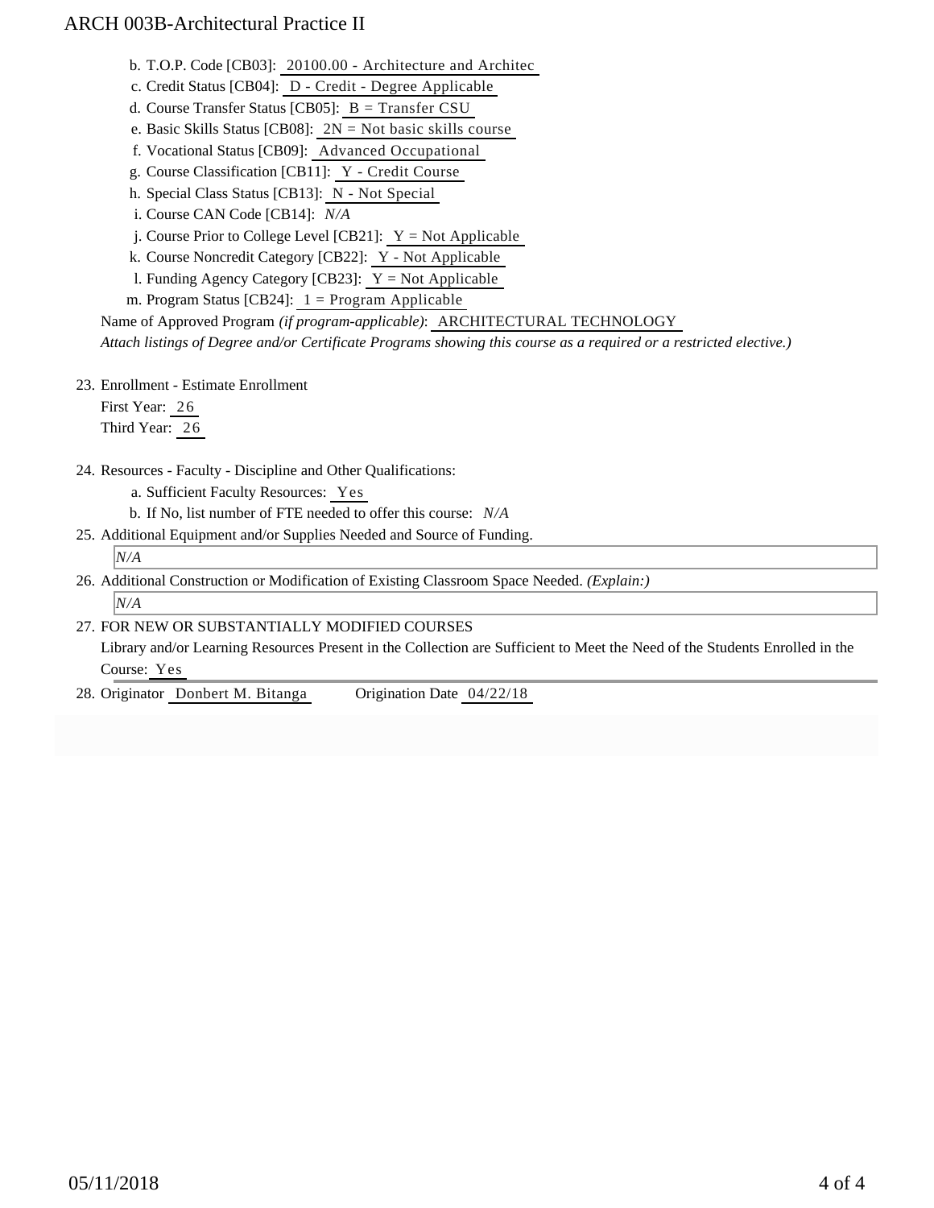b. T.O.P. Code [CB03]: 20100.00 - Architecture and Architec
c. Credit Status [CB04]: D - Credit - Degree Applicable
d. Course Transfer Status [CB05]: B = Transfer CSU
e. Basic Skills Status [CB08]: 2N = Not basic skills course
f. Vocational Status [CB09]: Advanced Occupational
g. Course Classification [CB11]: Y - Credit Course
h. Special Class Status [CB13]: N - Not Special
i. Course CAN Code [CB14]: *N/A*
j. Course Prior to College Level [CB21]: Y = Not Applicable
k. Course Noncredit Category [CB22]: Y - Not Applicable
l. Funding Agency Category [CB23]: Y = Not Applicable
m. Program Status [CB24]: 1 = Program Applicable

Name of Approved Program *(if program-applicable)*: ARCHITECTURAL TECHNOLOGY

*Attach listings of Degree and/or Certificate Programs showing this course as a required or a restricted elective.)*

23. Enrollment - Estimate Enrollment
    First Year: 26
    Third Year: 26

24. Resources - Faculty - Discipline and Other Qualifications:
    a. Sufficient Faculty Resources: Yes
    b. If No, list number of FTE needed to offer this course: *N/A*

25. Additional Equipment and/or Supplies Needed and Source of Funding.
    *N/A*

26. Additional Construction or Modification of Existing Classroom Space Needed. *(Explain:)*
    *N/A*

27. FOR NEW OR SUBSTANTIALLY MODIFIED COURSES
    Library and/or Learning Resources Present in the Collection are Sufficient to Meet the Need of the Students Enrolled in the Course: Yes

28. Originator Donbert M. Bitanga Origination Date 04/22/18